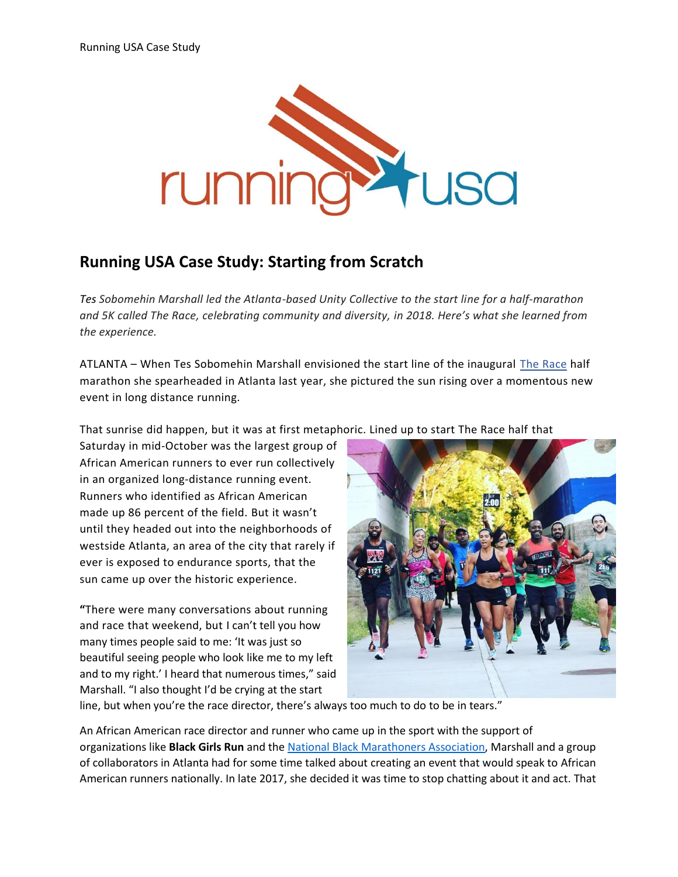# Running USA Case Study: Starting from Scratch

*Tes Sobomehin Marshall led the Atlanta-based Unity Collective to the start line for a half-marathon and 5K called The Race, celebrating community and diversity, in 2018. Here's what she learned from the experience.*

ATLANTA – When Tes Sobomehin Marshall envisioned the start line of the inaugural The Race half marathon she spearheaded in Atlanta last year, she pictured the sun rising over a momentous new event in long distance running.

That sunrise did happen, but it was at first metaphoric. Lined up to start The Race half that Saturday in mid-October was the largest group of African American runners to ever run collectively in an organized long-distance running event. Runners who identified as African American made up 86 percent of the field. But it wasn't until they headed out into the neighborhoods of westside Atlanta, an area of the city that rarely if ever is exposed to endurance sports, that the sun came up over the historic experience.

"There were many conversations about running and race that weekend, but I can't tell you how many times people said to me: 'It was just so beautiful seeing people who look like me to my left and to my right.' I heard that numerous times," said Marshall. "I also thought I'd be crying at the start line, but when you're the race director, there's always too much to do to be in tears."

An African American race director and runner who came up in the sport with the support of organizations like **Black Girls Run** and the National Black Marathoners Association, Marshall and a group of collaborators in Atlanta had for some time talked about creating an event that would speak to African American runners nationally. In late 2017, she decided it was time to stop chatting about it and act. That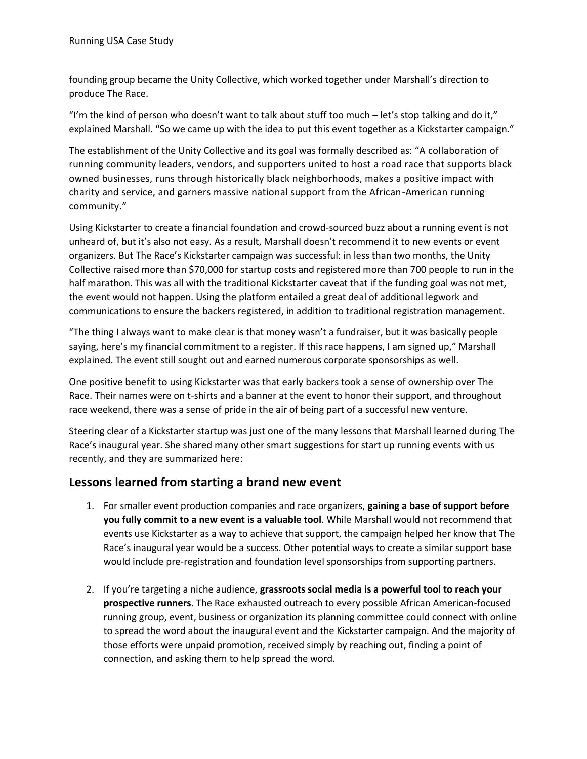founding group became the Unity Collective, which worked together under Marshall's direction to produce The Race.

"I'm the kind of person who doesn't want to talk about stuff too much – let's stop talking and do it," explained Marshall. "So we came up with the idea to put this event together as a Kickstarter campaign."

The establishment of the Unity Collective and its goal was formally described as: "A collaboration of running community leaders, vendors, and supporters united to host a road race that supports black owned businesses, runs through historically black neighborhoods, makes a positive impact with charity and service, and garners massive national support from the African-American running community."

Using Kickstarter to create a financial foundation and crowd-sourced buzz about a running event is not unheard of, but it's also not easy. As a result, Marshall doesn't recommend it to new events or event organizers. But The Race's Kickstarter campaign was successful: in less than two months, the Unity Collective raised more than $70,000 for startup costs and registered more than 700 people to run in the half marathon. This was all with the traditional Kickstarter caveat that if the funding goal was not met, the event would not happen. Using the platform entailed a great deal of additional legwork and communications to ensure the backers registered, in addition to traditional registration management.

"The thing I always want to make clear is that money wasn't a fundraiser, but it was basically people saying, here's my financial commitment to a register. If this race happens, I am signed up," Marshall explained. The event still sought out and earned numerous corporate sponsorships as well.

One positive benefit to using Kickstarter was that early backers took a sense of ownership over The Race. Their names were on t-shirts and a banner at the event to honor their support, and throughout race weekend, there was a sense of pride in the air of being part of a successful new venture.

Steering clear of a Kickstarter startup was just one of the many lessons that Marshall learned during The Race's inaugural year. She shared many other smart suggestions for start up running events with us recently, and they are summarized here:

## Lessons learned from starting a brand new event

1. For smaller event production companies and race organizers, **gaining a base of support before you fully commit to a new event is a valuable tool**. While Marshall would not recommend that events use Kickstarter as a way to achieve that support, the campaign helped her know that The Race's inaugural year would be a success. Other potential ways to create a similar support base would include pre-registration and foundation level sponsorships from supporting partners.

2. If you're targeting a niche audience, **grassroots social media is a powerful tool to reach your prospective runners**. The Race exhausted outreach to every possible African American-focused running group, event, business or organization its planning committee could connect with online to spread the word about the inaugural event and the Kickstarter campaign. And the majority of those efforts were unpaid promotion, received simply by reaching out, finding a point of connection, and asking them to help spread the word.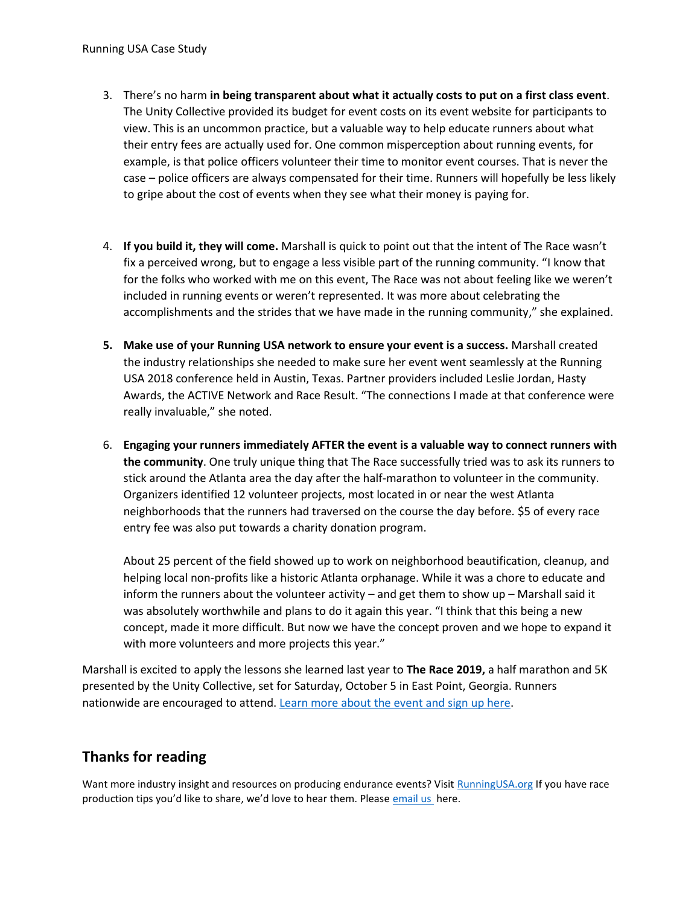3. There's no harm **in being transparent about what it actually costs to put on a first class event**. The Unity Collective provided its budget for event costs on its event website for participants to view. This is an uncommon practice, but a valuable way to help educate runners about what their entry fees are actually used for. One common misperception about running events, for example, is that police officers volunteer their time to monitor event courses. That is never the case – police officers are always compensated for their time. Runners will hopefully be less likely to gripe about the cost of events when they see what their money is paying for.

4. **If you build it, they will come.** Marshall is quick to point out that the intent of The Race wasn't fix a perceived wrong, but to engage a less visible part of the running community. "I know that for the folks who worked with me on this event, The Race was not about feeling like we weren't included in running events or weren't represented. It was more about celebrating the accomplishments and the strides that we have made in the running community," she explained.

5. **Make use of your Running USA network to ensure your event is a success.** Marshall created the industry relationships she needed to make sure her event went seamlessly at the Running USA 2018 conference held in Austin, Texas. Partner providers included Leslie Jordan, Hasty Awards, the ACTIVE Network and Race Result. "The connections I made at that conference were really invaluable," she noted.

6. **Engaging your runners immediately AFTER the event is a valuable way to connect runners with the community**. One truly unique thing that The Race successfully tried was to ask its runners to stick around the Atlanta area the day after the half-marathon to volunteer in the community. Organizers identified 12 volunteer projects, most located in or near the west Atlanta neighborhoods that the runners had traversed on the course the day before. $5 of every race entry fee was also put towards a charity donation program.

   About 25 percent of the field showed up to work on neighborhood beautification, cleanup, and helping local non-profits like a historic Atlanta orphanage. While it was a chore to educate and inform the runners about the volunteer activity – and get them to show up – Marshall said it was absolutely worthwhile and plans to do it again this year. "I think that this being a new concept, made it more difficult. But now we have the concept proven and we hope to expand it with more volunteers and more projects this year."

Marshall is excited to apply the lessons she learned last year to **The Race 2019,** a half marathon and 5K presented by the Unity Collective, set for Saturday, October 5 in East Point, Georgia. Runners nationwide are encouraged to attend. Learn more about the event and sign up here.

## Thanks for reading

Want more industry insight and resources on producing endurance events? Visit RunningUSA.org If you have race production tips you'd like to share, we'd love to hear them. Please email us here.